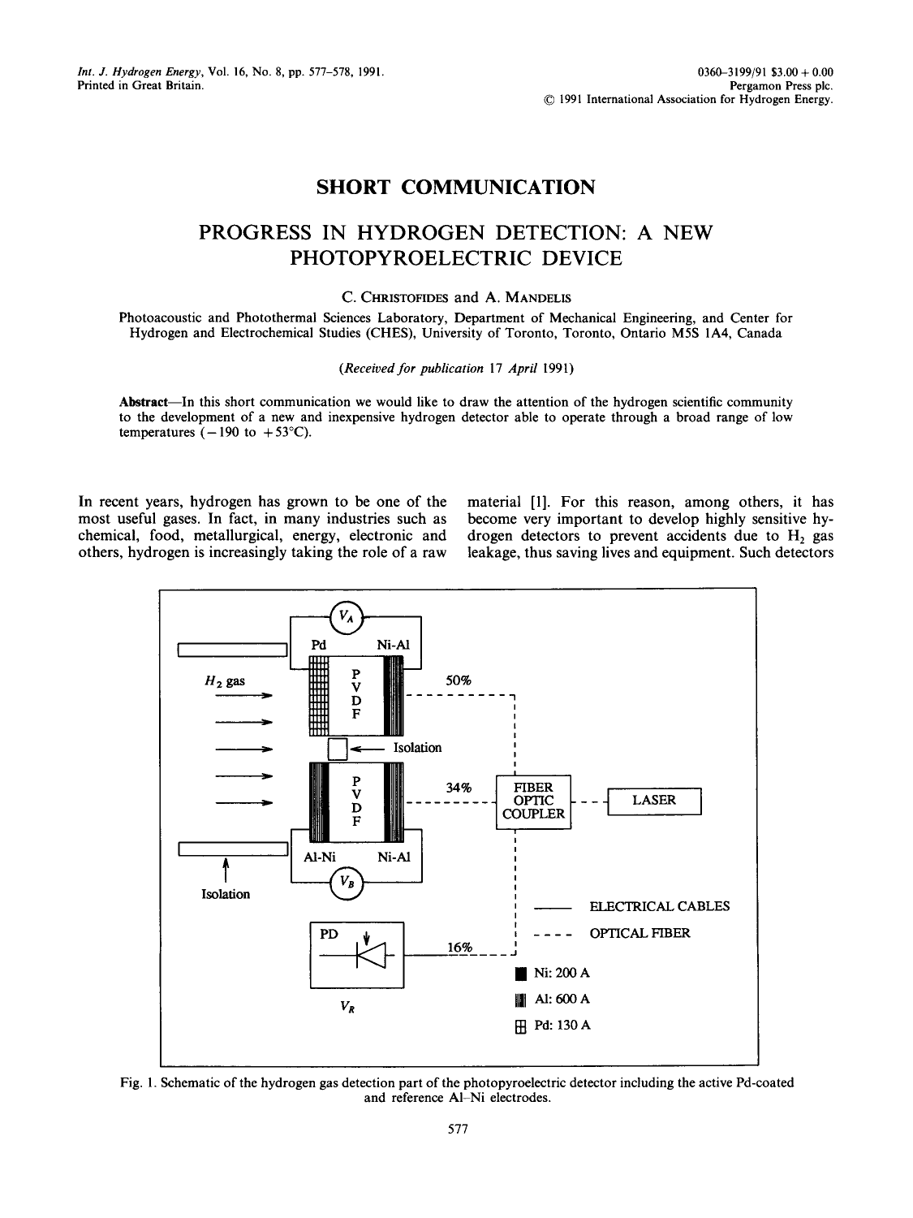# SHORT COMMUNICATION

## PROGRESS IN HYDROGEN DETECTION: A NEW PHOTOPYROELECTRIC DEVICE

C. CHRISTOFIDES and A. MANDELIS

Photoacoustic and Photothermal Sciences Laboratory, Department of Mechanical Engineering, and Center for Hydrogen and Electrochemical Studies (CHES), University of Toronto, Toronto, Ontario M5S 1A4, Canada

(*Received for publication* 17 *April* 1991)

**Abstract**—In this short communication we would like to draw the attention of the hydrogen scientific community to the development of a new and inexpensive hydrogen detector able to operate through a broad range of low temperatures (−190 to +53°C).

In recent years, hydrogen has grown to be one of the most useful gases. In fact, in many industries such as chemical, food, metallurgical, energy, electronic and others, hydrogen is increasingly taking the role of a raw material [1]. For this reason, among others, it has become very important to develop highly sensitive hydrogen detectors to prevent accidents due to $H_2$ gas leakage, thus saving lives and equipment. Such detectors

Fig. 1. Schematic of the hydrogen gas detection part of the photopyroelectric detector including the active Pd-coated and reference Al–Ni electrodes.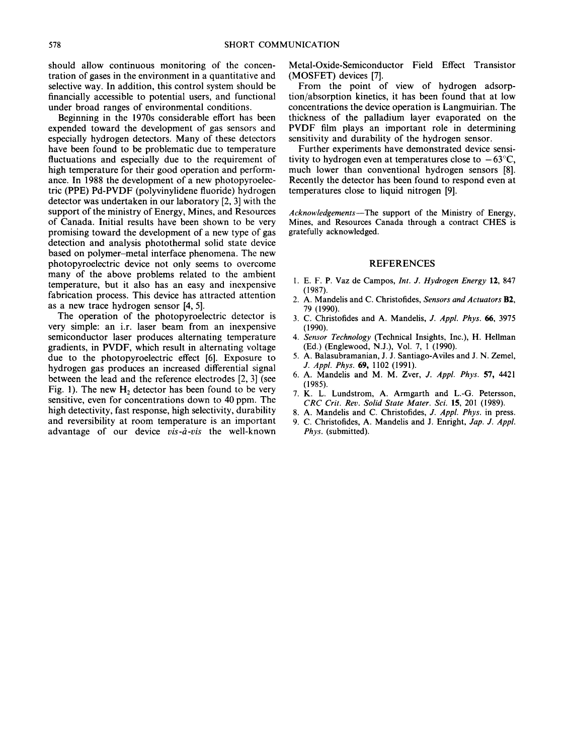should allow continuous monitoring of the concentration of gases in the environment in a quantitative and selective way. In addition, this control system should be financially accessible to potential users, and functional under broad ranges of environmental conditions.

Beginning in the 1970s considerable effort has been expended toward the development of gas sensors and especially hydrogen detectors. Many of these detectors have been found to be problematic due to temperature fluctuations and especially due to the requirement of high temperature for their good operation and performance. In 1988 the development of a new photopyroelectric (PPE) Pd-PVDF (polyvinylidene fluoride) hydrogen detector was undertaken in our laboratory [2, 3] with the support of the ministry of Energy, Mines, and Resources of Canada. Initial results have been shown to be very promising toward the development of a new type of gas detection and analysis photothermal solid state device based on polymer–metal interface phenomena. The new photopyroelectric device not only seems to overcome many of the above problems related to the ambient temperature, but it also has an easy and inexpensive fabrication process. This device has attracted attention as a new trace hydrogen sensor [4, 5].

The operation of the photopyroelectric detector is very simple: an i.r. laser beam from an inexpensive semiconductor laser produces alternating temperature gradients, in PVDF, which result in alternating voltage due to the photopyroelectric effect [6]. Exposure to hydrogen gas produces an increased differential signal between the lead and the reference electrodes [2, 3] (see Fig. 1). The new $H_2$ detector has been found to be very sensitive, even for concentrations down to 40 ppm. The high detectivity, fast response, high selectivity, durability and reversibility at room temperature is an important advantage of our device *vis-à-vis* the well-known Metal-Oxide-Semiconductor Field Effect Transistor (MOSFET) devices [7].

From the point of view of hydrogen adsorption/absorption kinetics, it has been found that at low concentrations the device operation is Langmuirian. The thickness of the palladium layer evaporated on the PVDF film plays an important role in determining sensitivity and durability of the hydrogen sensor.

Further experiments have demonstrated device sensitivity to hydrogen even at temperatures close to $-63°C$, much lower than conventional hydrogen sensors [8]. Recently the detector has been found to respond even at temperatures close to liquid nitrogen [9].

*Acknowledgements*—The support of the Ministry of Energy, Mines, and Resources Canada through a contract CHES is gratefully acknowledged.

## REFERENCES

1. E. F. P. Vaz de Campos, *Int. J. Hydrogen Energy* **12**, 847 (1987).
2. A. Mandelis and C. Christofides, *Sensors and Actuators* **B2**, 79 (1990).
3. C. Christofides and A. Mandelis, *J. Appl. Phys.* **66**, 3975 (1990).
4. *Sensor Technology* (Technical Insights, Inc.), H. Hellman (Ed.) (Englewood, N.J.), Vol. 7, 1 (1990).
5. A. Balasubramanian, J. J. Santiago-Aviles and J. N. Zemel, *J. Appl. Phys.* **69**, 1102 (1991).
6. A. Mandelis and M. M. Zver, *J. Appl. Phys.* **57**, 4421 (1985).
7. K. L. Lundstrom, A. Armgarth and L.-G. Petersson, *CRC Crit. Rev. Solid State Mater. Sci.* **15**, 201 (1989).
8. A. Mandelis and C. Christofides, *J. Appl. Phys.* in press.
9. C. Christofides, A. Mandelis and J. Enright, *Jap. J. Appl. Phys.* (submitted).